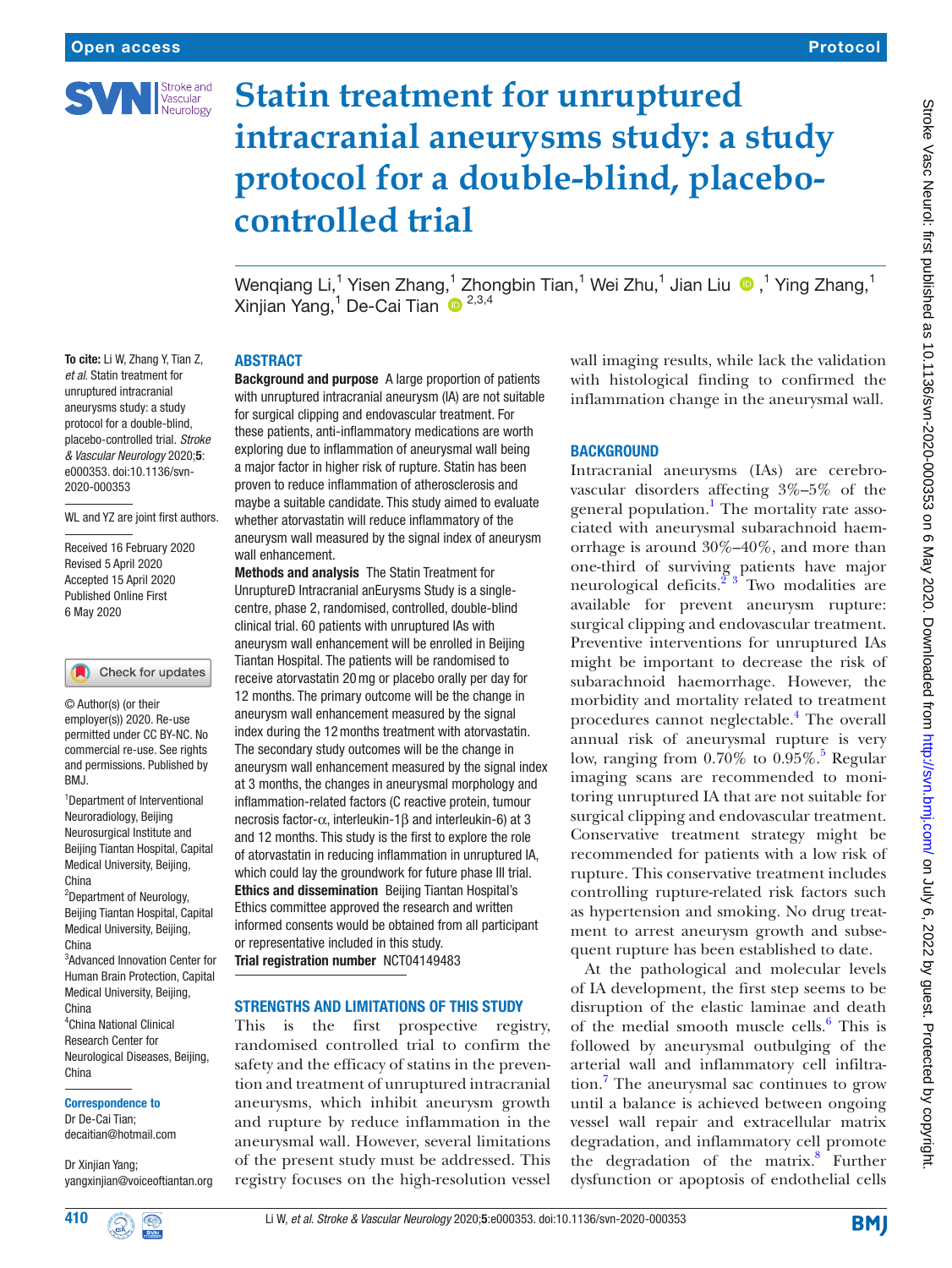# Statin treatment for unruptured intracranial aneurysms study: a study protocol for a double-blind, placebo-controlled trial

Wenqiang Li,[1] Yisen Zhang,[1] Zhongbin Tian,[1] Wei Zhu,[1] Jian Liu,[1] Ying Zhang,[1] Xinjian Yang,[1] De-Cai Tian[2,3,4]

**To cite:** Li W, Zhang Y, Tian Z, *et al*. Statin treatment for unruptured intracranial aneurysms study: a study protocol for a double-blind, placebo-controlled trial. *Stroke & Vascular Neurology* 2020;**5**: e000353. doi:10.1136/svn-2020-000353

WL and YZ are joint first authors.

Received 16 February 2020
Revised 5 April 2020
Accepted 15 April 2020
Published Online First 6 May 2020

© Author(s) (or their employer(s)) 2020. Re-use permitted under CC BY-NC. No commercial re-use. See rights and permissions. Published by BMJ.

[1]Department of Interventional Neuroradiology, Beijing Neurosurgical Institute and Beijing Tiantan Hospital, Capital Medical University, Beijing, China
[2]Department of Neurology, Beijing Tiantan Hospital, Capital Medical University, Beijing, China
[3]Advanced Innovation Center for Human Brain Protection, Capital Medical University, Beijing, China
[4]China National Clinical Research Center for Neurological Diseases, Beijing, China

**Correspondence to**
Dr De-Cai Tian; decaitian@hotmail.com

Dr Xinjian Yang; yangxinjian@voiceoftiantan.org

## ABSTRACT

**Background and purpose** A large proportion of patients with unruptured intracranial aneurysm (IA) are not suitable for surgical clipping and endovascular treatment. For these patients, anti-inflammatory medications are worth exploring due to inflammation of aneurysmal wall being a major factor in higher risk of rupture. Statin has been proven to reduce inflammation of atherosclerosis and maybe a suitable candidate. This study aimed to evaluate whether atorvastatin will reduce inflammatory of the aneurysm wall measured by the signal index of aneurysm wall enhancement.

**Methods and analysis** The Statin Treatment for UnruptureD Intracranial anEurysms Study is a single-centre, phase 2, randomised, controlled, double-blind clinical trial. 60 patients with unruptured IAs with aneurysm wall enhancement will be enrolled in Beijing Tiantan Hospital. The patients will be randomised to receive atorvastatin 20 mg or placebo orally per day for 12 months. The primary outcome will be the change in aneurysm wall enhancement measured by the signal index during the 12 months treatment with atorvastatin. The secondary study outcomes will be the change in aneurysm wall enhancement measured by the signal index at 3 months, the changes in aneurysmal morphology and inflammation-related factors (C reactive protein, tumour necrosis factor-α, interleukin-1β and interleukin-6) at 3 and 12 months. This study is the first to explore the role of atorvastatin in reducing inflammation in unruptured IA, which could lay the groundwork for future phase III trial.

**Ethics and dissemination** Beijing Tiantan Hospital's Ethics committee approved the research and written informed consents would be obtained from all participant or representative included in this study.

**Trial registration number** NCT04149483

## STRENGTHS AND LIMITATIONS OF THIS STUDY

This is the first prospective registry, randomised controlled trial to confirm the safety and the efficacy of statins in the prevention and treatment of unruptured intracranial aneurysms, which inhibit aneurysm growth and rupture by reduce inflammation in the aneurysmal wall. However, several limitations of the present study must be addressed. This registry focuses on the high-resolution vessel wall imaging results, while lack the validation with histological finding to confirmed the inflammation change in the aneurysmal wall.

## BACKGROUND

Intracranial aneurysms (IAs) are cerebrovascular disorders affecting 3%–5% of the general population.[1] The mortality rate associated with aneurysmal subarachnoid haemorrhage is around 30%–40%, and more than one-third of surviving patients have major neurological deficits.[2 3] Two modalities are available for prevent aneurysm rupture: surgical clipping and endovascular treatment. Preventive interventions for unruptured IAs might be important to decrease the risk of subarachnoid haemorrhage. However, the morbidity and mortality related to treatment procedures cannot neglectable.[4] The overall annual risk of aneurysmal rupture is very low, ranging from 0.70% to 0.95%.[5] Regular imaging scans are recommended to monitoring unruptured IA that are not suitable for surgical clipping and endovascular treatment. Conservative treatment strategy might be recommended for patients with a low risk of rupture. This conservative treatment includes controlling rupture-related risk factors such as hypertension and smoking. No drug treatment to arrest aneurysm growth and subsequent rupture has been established to date.

At the pathological and molecular levels of IA development, the first step seems to be disruption of the elastic laminae and death of the medial smooth muscle cells.[6] This is followed by aneurysmal outbulging of the arterial wall and inflammatory cell infiltration.[7] The aneurysmal sac continues to grow until a balance is achieved between ongoing vessel wall repair and extracellular matrix degradation, and inflammatory cell promote the degradation of the matrix.[8] Further dysfunction or apoptosis of endothelial cells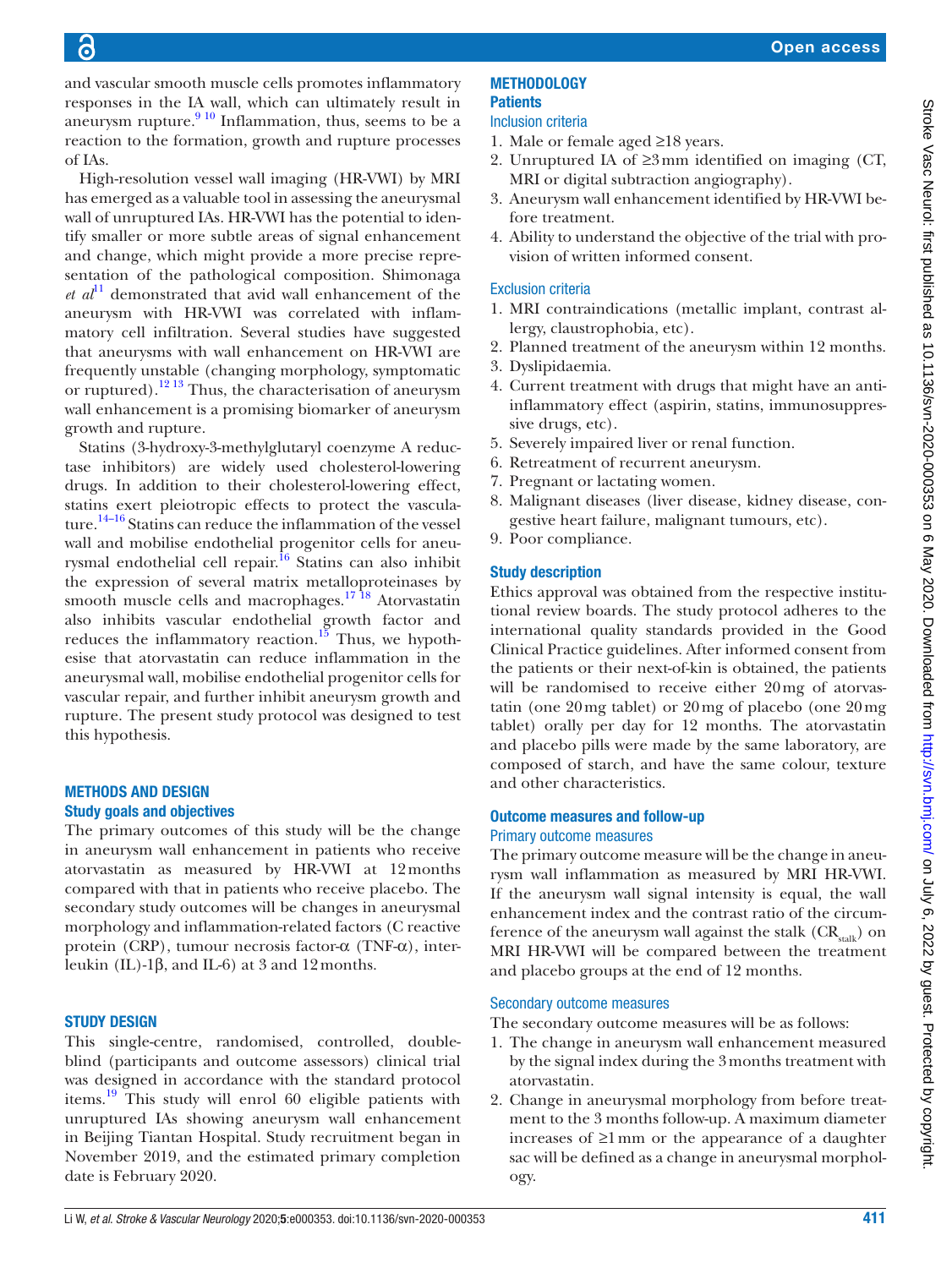and vascular smooth muscle cells promotes inflammatory responses in the IA wall, which can ultimately result in aneurysm rupture.[9 10] Inflammation, thus, seems to be a reaction to the formation, growth and rupture processes of IAs.

High-resolution vessel wall imaging (HR-VWI) by MRI has emerged as a valuable tool in assessing the aneurysmal wall of unruptured IAs. HR-VWI has the potential to identify smaller or more subtle areas of signal enhancement and change, which might provide a more precise representation of the pathological composition. Shimonaga *et al*[11] demonstrated that avid wall enhancement of the aneurysm with HR-VWI was correlated with inflammatory cell infiltration. Several studies have suggested that aneurysms with wall enhancement on HR-VWI are frequently unstable (changing morphology, symptomatic or ruptured).[12 13] Thus, the characterisation of aneurysm wall enhancement is a promising biomarker of aneurysm growth and rupture.

Statins (3-hydroxy-3-methylglutaryl coenzyme A reductase inhibitors) are widely used cholesterol-lowering drugs. In addition to their cholesterol-lowering effect, statins exert pleiotropic effects to protect the vasculature.[14–16] Statins can reduce the inflammation of the vessel wall and mobilise endothelial progenitor cells for aneurysmal endothelial cell repair.[16] Statins can also inhibit the expression of several matrix metalloproteinases by smooth muscle cells and macrophages.[17 18] Atorvastatin also inhibits vascular endothelial growth factor and reduces the inflammatory reaction.[15] Thus, we hypothesise that atorvastatin can reduce inflammation in the aneurysmal wall, mobilise endothelial progenitor cells for vascular repair, and further inhibit aneurysm growth and rupture. The present study protocol was designed to test this hypothesis.

## METHODS AND DESIGN

### Study goals and objectives

The primary outcomes of this study will be the change in aneurysm wall enhancement in patients who receive atorvastatin as measured by HR-VWI at 12 months compared with that in patients who receive placebo. The secondary study outcomes will be changes in aneurysmal morphology and inflammation-related factors (C reactive protein (CRP), tumour necrosis factor-α (TNF-α), interleukin (IL)-1β, and IL-6) at 3 and 12 months.

## STUDY DESIGN

This single-centre, randomised, controlled, double-blind (participants and outcome assessors) clinical trial was designed in accordance with the standard protocol items.[19] This study will enrol 60 eligible patients with unruptured IAs showing aneurysm wall enhancement in Beijing Tiantan Hospital. Study recruitment began in November 2019, and the estimated primary completion date is February 2020.

## METHODOLOGY

### Patients

#### Inclusion criteria

1. Male or female aged ≥18 years.
2. Unruptured IA of ≥3 mm identified on imaging (CT, MRI or digital subtraction angiography).
3. Aneurysm wall enhancement identified by HR-VWI before treatment.
4. Ability to understand the objective of the trial with provision of written informed consent.

#### Exclusion criteria

1. MRI contraindications (metallic implant, contrast allergy, claustrophobia, etc).
2. Planned treatment of the aneurysm within 12 months.
3. Dyslipidaemia.
4. Current treatment with drugs that might have an anti-inflammatory effect (aspirin, statins, immunosuppressive drugs, etc).
5. Severely impaired liver or renal function.
6. Retreatment of recurrent aneurysm.
7. Pregnant or lactating women.
8. Malignant diseases (liver disease, kidney disease, congestive heart failure, malignant tumours, etc).
9. Poor compliance.

### Study description

Ethics approval was obtained from the respective institutional review boards. The study protocol adheres to the international quality standards provided in the Good Clinical Practice guidelines. After informed consent from the patients or their next-of-kin is obtained, the patients will be randomised to receive either 20 mg of atorvastatin (one 20 mg tablet) or 20 mg of placebo (one 20 mg tablet) orally per day for 12 months. The atorvastatin and placebo pills were made by the same laboratory, are composed of starch, and have the same colour, texture and other characteristics.

### Outcome measures and follow-up

#### Primary outcome measures

The primary outcome measure will be the change in aneurysm wall inflammation as measured by MRI HR-VWI. If the aneurysm wall signal intensity is equal, the wall enhancement index and the contrast ratio of the circumference of the aneurysm wall against the stalk ($CR_{stalk}$) on MRI HR-VWI will be compared between the treatment and placebo groups at the end of 12 months.

#### Secondary outcome measures

The secondary outcome measures will be as follows:

1. The change in aneurysm wall enhancement measured by the signal index during the 3 months treatment with atorvastatin.
2. Change in aneurysmal morphology from before treatment to the 3 months follow-up. A maximum diameter increases of ≥1 mm or the appearance of a daughter sac will be defined as a change in aneurysmal morphology.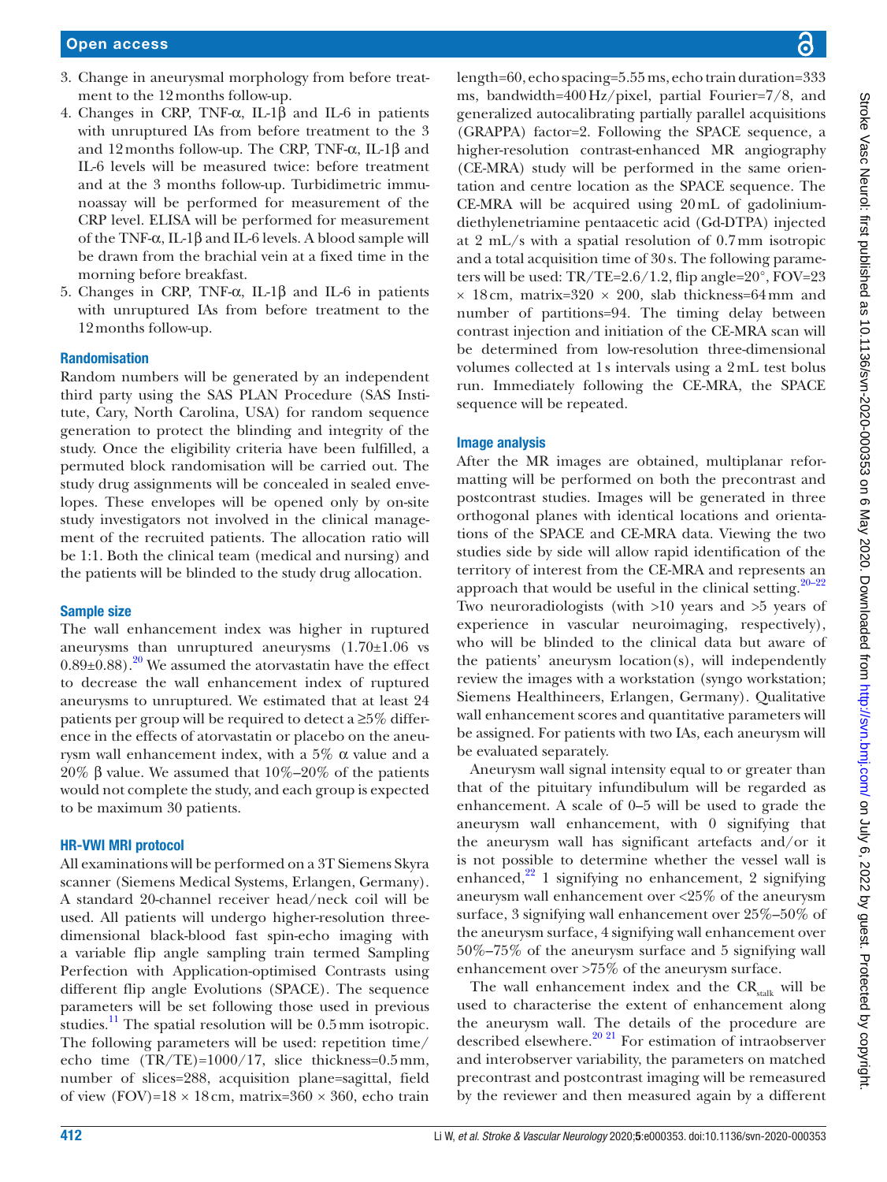3. Change in aneurysmal morphology from before treatment to the 12 months follow-up.
4. Changes in CRP, TNF-α, IL-1β and IL-6 in patients with unruptured IAs from before treatment to the 3 and 12 months follow-up. The CRP, TNF-α, IL-1β and IL-6 levels will be measured twice: before treatment and at the 3 months follow-up. Turbidimetric immunoassay will be performed for measurement of the CRP level. ELISA will be performed for measurement of the TNF-α, IL-1β and IL-6 levels. A blood sample will be drawn from the brachial vein at a fixed time in the morning before breakfast.
5. Changes in CRP, TNF-α, IL-1β and IL-6 in patients with unruptured IAs from before treatment to the 12 months follow-up.

## Randomisation

Random numbers will be generated by an independent third party using the SAS PLAN Procedure (SAS Institute, Cary, North Carolina, USA) for random sequence generation to protect the blinding and integrity of the study. Once the eligibility criteria have been fulfilled, a permuted block randomisation will be carried out. The study drug assignments will be concealed in sealed envelopes. These envelopes will be opened only by on-site study investigators not involved in the clinical management of the recruited patients. The allocation ratio will be 1:1. Both the clinical team (medical and nursing) and the patients will be blinded to the study drug allocation.

## Sample size

The wall enhancement index was higher in ruptured aneurysms than unruptured aneurysms (1.70±1.06 vs 0.89±0.88).[20] We assumed the atorvastatin have the effect to decrease the wall enhancement index of ruptured aneurysms to unruptured. We estimated that at least 24 patients per group will be required to detect a ≥5% difference in the effects of atorvastatin or placebo on the aneurysm wall enhancement index, with a 5% α value and a 20% β value. We assumed that 10%–20% of the patients would not complete the study, and each group is expected to be maximum 30 patients.

## HR-VWI MRI protocol

All examinations will be performed on a 3T Siemens Skyra scanner (Siemens Medical Systems, Erlangen, Germany). A standard 20-channel receiver head/neck coil will be used. All patients will undergo higher-resolution three-dimensional black-blood fast spin-echo imaging with a variable flip angle sampling train termed Sampling Perfection with Application-optimised Contrasts using different flip angle Evolutions (SPACE). The sequence parameters will be set following those used in previous studies.[11] The spatial resolution will be 0.5 mm isotropic. The following parameters will be used: repetition time/echo time (TR/TE)=1000/17, slice thickness=0.5 mm, number of slices=288, acquisition plane=sagittal, field of view (FOV)=18 × 18 cm, matrix=360 × 360, echo train length=60, echo spacing=5.55 ms, echo train duration=333 ms, bandwidth=400 Hz/pixel, partial Fourier=7/8, and generalized autocalibrating partially parallel acquisitions (GRAPPA) factor=2. Following the SPACE sequence, a higher-resolution contrast-enhanced MR angiography (CE-MRA) study will be performed in the same orientation and centre location as the SPACE sequence. The CE-MRA will be acquired using 20 mL of gadolinium-diethylenetriamine pentaacetic acid (Gd-DTPA) injected at 2 mL/s with a spatial resolution of 0.7 mm isotropic and a total acquisition time of 30 s. The following parameters will be used: TR/TE=2.6/1.2, flip angle=20°, FOV=23 × 18 cm, matrix=320 × 200, slab thickness=64 mm and number of partitions=94. The timing delay between contrast injection and initiation of the CE-MRA scan will be determined from low-resolution three-dimensional volumes collected at 1 s intervals using a 2 mL test bolus run. Immediately following the CE-MRA, the SPACE sequence will be repeated.

## Image analysis

After the MR images are obtained, multiplanar reformatting will be performed on both the precontrast and postcontrast studies. Images will be generated in three orthogonal planes with identical locations and orientations of the SPACE and CE-MRA data. Viewing the two studies side by side will allow rapid identification of the territory of interest from the CE-MRA and represents an approach that would be useful in the clinical setting.[20–22] Two neuroradiologists (with >10 years and >5 years of experience in vascular neuroimaging, respectively), who will be blinded to the clinical data but aware of the patients' aneurysm location(s), will independently review the images with a workstation (syngo workstation; Siemens Healthineers, Erlangen, Germany). Qualitative wall enhancement scores and quantitative parameters will be assigned. For patients with two IAs, each aneurysm will be evaluated separately.

Aneurysm wall signal intensity equal to or greater than that of the pituitary infundibulum will be regarded as enhancement. A scale of 0–5 will be used to grade the aneurysm wall enhancement, with 0 signifying that the aneurysm wall has significant artefacts and/or it is not possible to determine whether the vessel wall is enhanced,[22] 1 signifying no enhancement, 2 signifying aneurysm wall enhancement over <25% of the aneurysm surface, 3 signifying wall enhancement over 25%–50% of the aneurysm surface, 4 signifying wall enhancement over 50%–75% of the aneurysm surface and 5 signifying wall enhancement over >75% of the aneurysm surface.

The wall enhancement index and the $CR_{stalk}$ will be used to characterise the extent of enhancement along the aneurysm wall. The details of the procedure are described elsewhere.[20 21] For estimation of intraobserver and interobserver variability, the parameters on matched precontrast and postcontrast imaging will be remeasured by the reviewer and then measured again by a different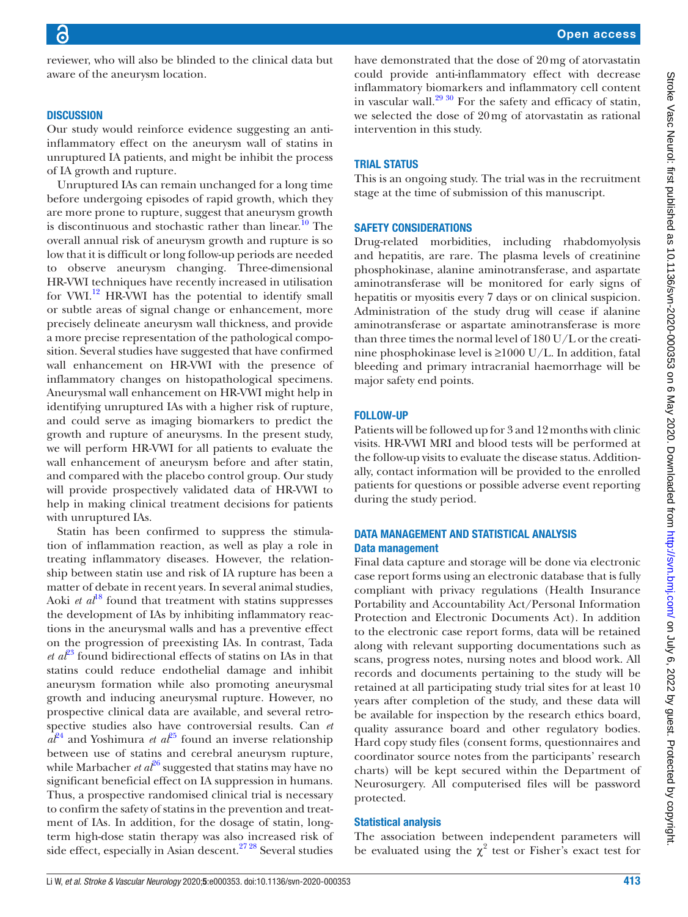reviewer, who will also be blinded to the clinical data but aware of the aneurysm location.

## DISCUSSION

Our study would reinforce evidence suggesting an anti-inflammatory effect on the aneurysm wall of statins in unruptured IA patients, and might be inhibit the process of IA growth and rupture.

Unruptured IAs can remain unchanged for a long time before undergoing episodes of rapid growth, which they are more prone to rupture, suggest that aneurysm growth is discontinuous and stochastic rather than linear.[10] The overall annual risk of aneurysm growth and rupture is so low that it is difficult or long follow-up periods are needed to observe aneurysm changing. Three-dimensional HR-VWI techniques have recently increased in utilisation for VWI.[12] HR-VWI has the potential to identify small or subtle areas of signal change or enhancement, more precisely delineate aneurysm wall thickness, and provide a more precise representation of the pathological composition. Several studies have suggested that have confirmed wall enhancement on HR-VWI with the presence of inflammatory changes on histopathological specimens. Aneurysmal wall enhancement on HR-VWI might help in identifying unruptured IAs with a higher risk of rupture, and could serve as imaging biomarkers to predict the growth and rupture of aneurysms. In the present study, we will perform HR-VWI for all patients to evaluate the wall enhancement of aneurysm before and after statin, and compared with the placebo control group. Our study will provide prospectively validated data of HR-VWI to help in making clinical treatment decisions for patients with unruptured IAs.

Statin has been confirmed to suppress the stimulation of inflammation reaction, as well as play a role in treating inflammatory diseases. However, the relationship between statin use and risk of IA rupture has been a matter of debate in recent years. In several animal studies, Aoki *et al*[18] found that treatment with statins suppresses the development of IAs by inhibiting inflammatory reactions in the aneurysmal walls and has a preventive effect on the progression of preexisting IAs. In contrast, Tada *et al*[23] found bidirectional effects of statins on IAs in that statins could reduce endothelial damage and inhibit aneurysm formation while also promoting aneurysmal growth and inducing aneurysmal rupture. However, no prospective clinical data are available, and several retrospective studies also have controversial results. Can *et al*[24] and Yoshimura *et al*[25] found an inverse relationship between use of statins and cerebral aneurysm rupture, while Marbacher *et al*[26] suggested that statins may have no significant beneficial effect on IA suppression in humans. Thus, a prospective randomised clinical trial is necessary to confirm the safety of statins in the prevention and treatment of IAs. In addition, for the dosage of statin, long-term high-dose statin therapy was also increased risk of side effect, especially in Asian descent.[27 28] Several studies have demonstrated that the dose of 20 mg of atorvastatin could provide anti-inflammatory effect with decrease inflammatory biomarkers and inflammatory cell content in vascular wall.[29 30] For the safety and efficacy of statin, we selected the dose of 20 mg of atorvastatin as rational intervention in this study.

## TRIAL STATUS

This is an ongoing study. The trial was in the recruitment stage at the time of submission of this manuscript.

## SAFETY CONSIDERATIONS

Drug-related morbidities, including rhabdomyolysis and hepatitis, are rare. The plasma levels of creatinine phosphokinase, alanine aminotransferase, and aspartate aminotransferase will be monitored for early signs of hepatitis or myositis every 7 days or on clinical suspicion. Administration of the study drug will cease if alanine aminotransferase or aspartate aminotransferase is more than three times the normal level of 180 U/L or the creatinine phosphokinase level is ≥1000 U/L. In addition, fatal bleeding and primary intracranial haemorrhage will be major safety end points.

## FOLLOW-UP

Patients will be followed up for 3 and 12 months with clinic visits. HR-VWI MRI and blood tests will be performed at the follow-up visits to evaluate the disease status. Additionally, contact information will be provided to the enrolled patients for questions or possible adverse event reporting during the study period.

## DATA MANAGEMENT AND STATISTICAL ANALYSIS

### Data management

Final data capture and storage will be done via electronic case report forms using an electronic database that is fully compliant with privacy regulations (Health Insurance Portability and Accountability Act/Personal Information Protection and Electronic Documents Act). In addition to the electronic case report forms, data will be retained along with relevant supporting documentations such as scans, progress notes, nursing notes and blood work. All records and documents pertaining to the study will be retained at all participating study trial sites for at least 10 years after completion of the study, and these data will be available for inspection by the research ethics board, quality assurance board and other regulatory bodies. Hard copy study files (consent forms, questionnaires and coordinator source notes from the participants' research charts) will be kept secured within the Department of Neurosurgery. All computerised files will be password protected.

### Statistical analysis

The association between independent parameters will be evaluated using the $\chi^2$ test or Fisher's exact test for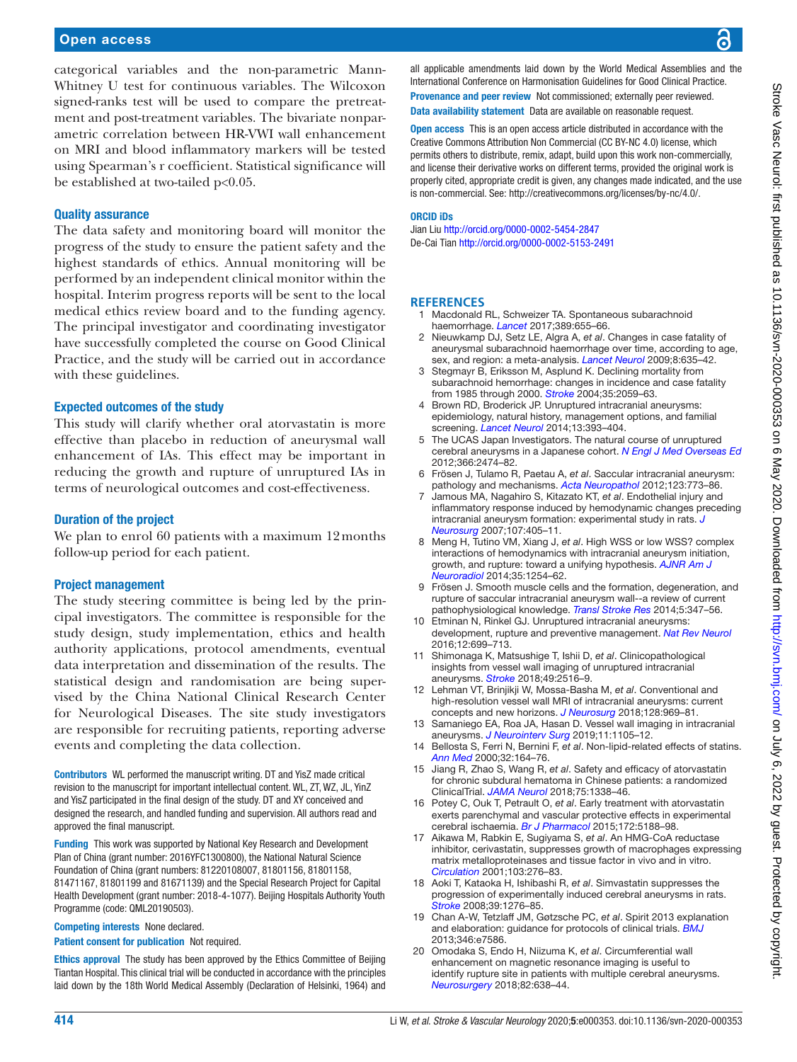categorical variables and the non-parametric Mann-Whitney U test for continuous variables. The Wilcoxon signed-ranks test will be used to compare the pretreatment and post-treatment variables. The bivariate nonparametric correlation between HR-VWI wall enhancement on MRI and blood inflammatory markers will be tested using Spearman's r coefficient. Statistical significance will be established at two-tailed $p<0.05$.

## Quality assurance

The data safety and monitoring board will monitor the progress of the study to ensure the patient safety and the highest standards of ethics. Annual monitoring will be performed by an independent clinical monitor within the hospital. Interim progress reports will be sent to the local medical ethics review board and to the funding agency. The principal investigator and coordinating investigator have successfully completed the course on Good Clinical Practice, and the study will be carried out in accordance with these guidelines.

## Expected outcomes of the study

This study will clarify whether oral atorvastatin is more effective than placebo in reduction of aneurysmal wall enhancement of IAs. This effect may be important in reducing the growth and rupture of unruptured IAs in terms of neurological outcomes and cost-effectiveness.

## Duration of the project

We plan to enrol 60 patients with a maximum 12 months follow-up period for each patient.

## Project management

The study steering committee is being led by the principal investigators. The committee is responsible for the study design, study implementation, ethics and health authority applications, protocol amendments, eventual data interpretation and dissemination of the results. The statistical design and randomisation are being supervised by the China National Clinical Research Center for Neurological Diseases. The site study investigators are responsible for recruiting patients, reporting adverse events and completing the data collection.

**Contributors** WL performed the manuscript writing. DT and YisZ made critical revision to the manuscript for important intellectual content. WL, ZT, WZ, JL, YinZ and YisZ participated in the final design of the study. DT and XY conceived and designed the research, and handled funding and supervision. All authors read and approved the final manuscript.

**Funding** This work was supported by National Key Research and Development Plan of China (grant number: 2016YFC1300800), the National Natural Science Foundation of China (grant numbers: 81220108007, 81801156, 81801158, 81471167, 81801199 and 81671139) and the Special Research Project for Capital Health Development (grant number: 2018-4-1077). Beijing Hospitals Authority Youth Programme (code: QML20190503).

**Competing interests** None declared.

**Patient consent for publication** Not required.

**Ethics approval** The study has been approved by the Ethics Committee of Beijing Tiantan Hospital. This clinical trial will be conducted in accordance with the principles laid down by the 18th World Medical Assembly (Declaration of Helsinki, 1964) and all applicable amendments laid down by the World Medical Assemblies and the International Conference on Harmonisation Guidelines for Good Clinical Practice.

**Provenance and peer review** Not commissioned; externally peer reviewed.

**Data availability statement** Data are available on reasonable request.

**Open access** This is an open access article distributed in accordance with the Creative Commons Attribution Non Commercial (CC BY-NC 4.0) license, which permits others to distribute, remix, adapt, build upon this work non-commercially, and license their derivative works on different terms, provided the original work is properly cited, appropriate credit is given, any changes made indicated, and the use is non-commercial. See: http://creativecommons.org/licenses/by-nc/4.0/.

**ORCID iDs**

Jian Liu http://orcid.org/0000-0002-5454-2847
De-Cai Tian http://orcid.org/0000-0002-5153-2491

## REFERENCES

1. Macdonald RL, Schweizer TA. Spontaneous subarachnoid haemorrhage. *Lancet* 2017;389:655–66.
2. Nieuwkamp DJ, Setz LE, Algra A, *et al*. Changes in case fatality of aneurysmal subarachnoid haemorrhage over time, according to age, sex, and region: a meta-analysis. *Lancet Neurol* 2009;8:635–42.
3. Stegmayr B, Eriksson M, Asplund K. Declining mortality from subarachnoid hemorrhage: changes in incidence and case fatality from 1985 through 2000. *Stroke* 2004;35:2059–63.
4. Brown RD, Broderick JP. Unruptured intracranial aneurysms: epidemiology, natural history, management options, and familial screening. *Lancet Neurol* 2014;13:393–404.
5. The UCAS Japan Investigators. The natural course of unruptured cerebral aneurysms in a Japanese cohort. *N Engl J Med Overseas Ed* 2012;366:2474–82.
6. Frösen J, Tulamo R, Paetau A, *et al*. Saccular intracranial aneurysm: pathology and mechanisms. *Acta Neuropathol* 2012;123:773–86.
7. Jamous MA, Nagahiro S, Kitazato KT, *et al*. Endothelial injury and inflammatory response induced by hemodynamic changes preceding intracranial aneurysm formation: experimental study in rats. *J Neurosurg* 2007;107:405–11.
8. Meng H, Tutino VM, Xiang J, *et al*. High WSS or low WSS? complex interactions of hemodynamics with intracranial aneurysm initiation, growth, and rupture: toward a unifying hypothesis. *AJNR Am J Neuroradiol* 2014;35:1254–62.
9. Frösen J. Smooth muscle cells and the formation, degeneration, and rupture of saccular intracranial aneurysm wall--a review of current pathophysiological knowledge. *Transl Stroke Res* 2014;5:347–56.
10. Etminan N, Rinkel GJ. Unruptured intracranial aneurysms: development, rupture and preventive management. *Nat Rev Neurol* 2016;12:699–713.
11. Shimonaga K, Matsushige T, Ishii D, *et al*. Clinicopathological insights from vessel wall imaging of unruptured intracranial aneurysms. *Stroke* 2018;49:2516–9.
12. Lehman VT, Brinjikji W, Mossa-Basha M, *et al*. Conventional and high-resolution vessel wall MRI of intracranial aneurysms: current concepts and new horizons. *J Neurosurg* 2018;128:969–81.
13. Samaniego EA, Roa JA, Hasan D. Vessel wall imaging in intracranial aneurysms. *J Neurointerv Surg* 2019;11:1105–12.
14. Bellosta S, Ferri N, Bernini F, *et al*. Non-lipid-related effects of statins. *Ann Med* 2000;32:164–76.
15. Jiang R, Zhao S, Wang R, *et al*. Safety and efficacy of atorvastatin for chronic subdural hematoma in Chinese patients: a randomized ClinicalTrial. *JAMA Neurol* 2018;75:1338–46.
16. Potey C, Ouk T, Petrault O, *et al*. Early treatment with atorvastatin exerts parenchymal and vascular protective effects in experimental cerebral ischaemia. *Br J Pharmacol* 2015;172:5188–98.
17. Aikawa M, Rabkin E, Sugiyama S, *et al*. An HMG-CoA reductase inhibitor, cerivastatin, suppresses growth of macrophages expressing matrix metalloproteinases and tissue factor in vivo and in vitro. *Circulation* 2001;103:276–83.
18. Aoki T, Kataoka H, Ishibashi R, *et al*. Simvastatin suppresses the progression of experimentally induced cerebral aneurysms in rats. *Stroke* 2008;39:1276–85.
19. Chan A-W, Tetzlaff JM, Gøtzsche PC, *et al*. Spirit 2013 explanation and elaboration: guidance for protocols of clinical trials. *BMJ* 2013;346:e7586.
20. Omodaka S, Endo H, Niizuma K, *et al*. Circumferential wall enhancement on magnetic resonance imaging is useful to identify rupture site in patients with multiple cerebral aneurysms. *Neurosurgery* 2018;82:638–44.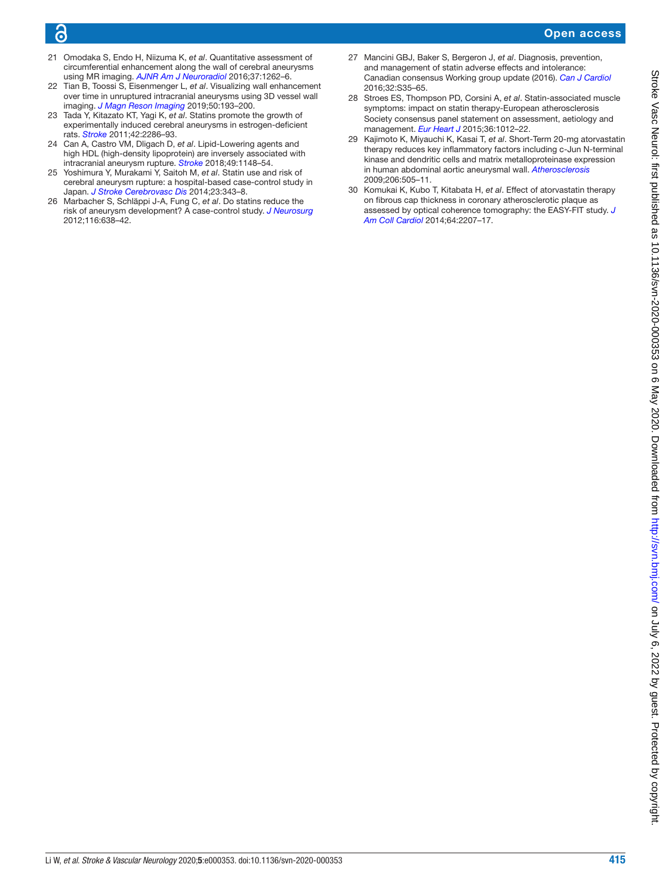21 Omodaka S, Endo H, Niizuma K, *et al*. Quantitative assessment of circumferential enhancement along the wall of cerebral aneurysms using MR imaging. *AJNR Am J Neuroradiol* 2016;37:1262–6.

22 Tian B, Toossi S, Eisenmenger L, *et al*. Visualizing wall enhancement over time in unruptured intracranial aneurysms using 3D vessel wall imaging. *J Magn Reson Imaging* 2019;50:193–200.

23 Tada Y, Kitazato KT, Yagi K, *et al*. Statins promote the growth of experimentally induced cerebral aneurysms in estrogen-deficient rats. *Stroke* 2011;42:2286–93.

24 Can A, Castro VM, Dligach D, *et al*. Lipid-Lowering agents and high HDL (high-density lipoprotein) are inversely associated with intracranial aneurysm rupture. *Stroke* 2018;49:1148–54.

25 Yoshimura Y, Murakami Y, Saitoh M, *et al*. Statin use and risk of cerebral aneurysm rupture: a hospital-based case-control study in Japan. *J Stroke Cerebrovasc Dis* 2014;23:343–8.

26 Marbacher S, Schläppi J-A, Fung C, *et al*. Do statins reduce the risk of aneurysm development? A case-control study. *J Neurosurg* 2012;116:638–42.

27 Mancini GBJ, Baker S, Bergeron J, *et al*. Diagnosis, prevention, and management of statin adverse effects and intolerance: Canadian consensus Working group update (2016). *Can J Cardiol* 2016;32:S35–65.

28 Stroes ES, Thompson PD, Corsini A, *et al*. Statin-associated muscle symptoms: impact on statin therapy-European atherosclerosis Society consensus panel statement on assessment, aetiology and management. *Eur Heart J* 2015;36:1012–22.

29 Kajimoto K, Miyauchi K, Kasai T, *et al*. Short-Term 20-mg atorvastatin therapy reduces key inflammatory factors including c-Jun N-terminal kinase and dendritic cells and matrix metalloproteinase expression in human abdominal aortic aneurysmal wall. *Atherosclerosis* 2009;206:505–11.

30 Komukai K, Kubo T, Kitabata H, *et al*. Effect of atorvastatin therapy on fibrous cap thickness in coronary atherosclerotic plaque as assessed by optical coherence tomography: the EASY-FIT study. *J Am Coll Cardiol* 2014;64:2207–17.